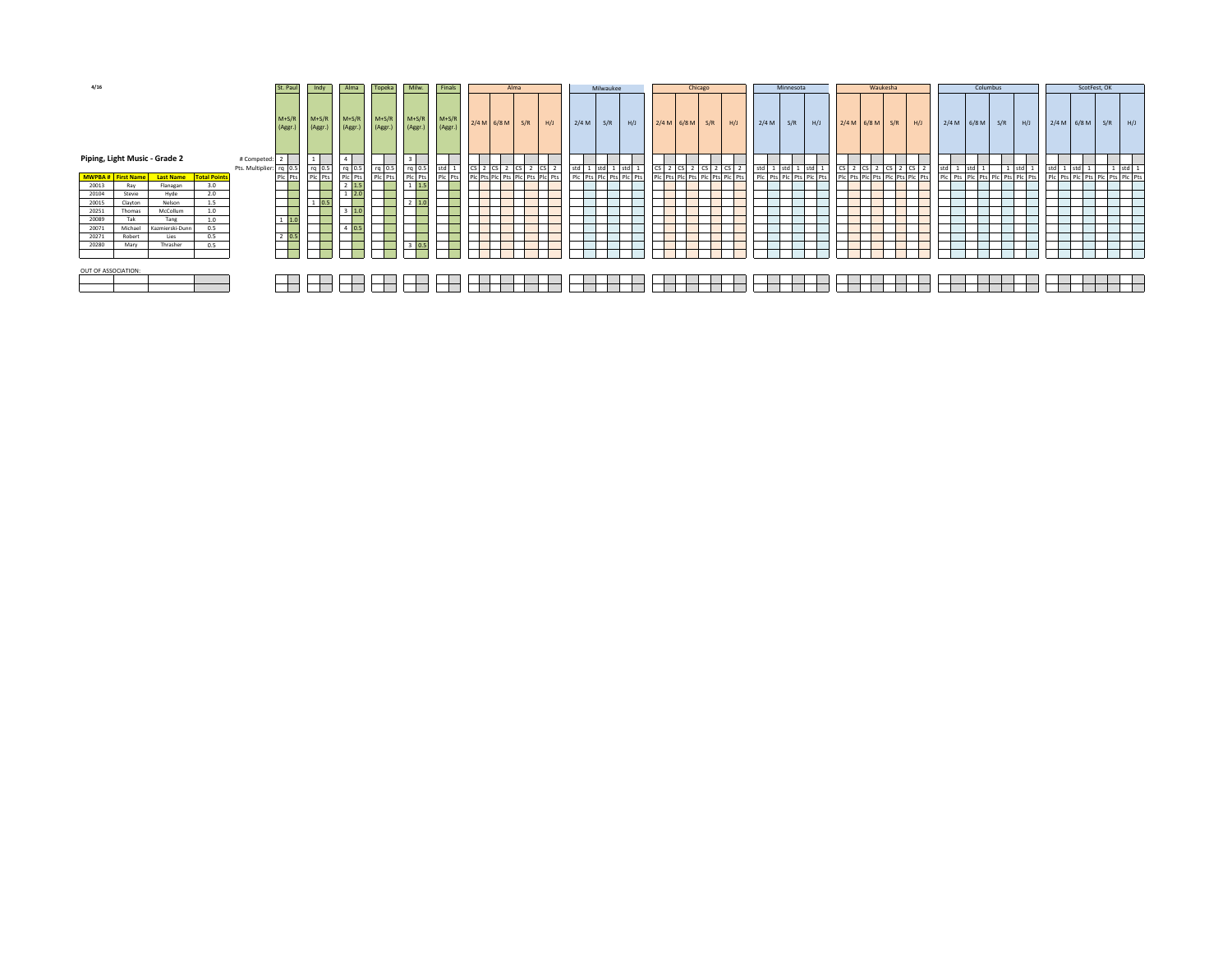4/16

## Piping, Light Music - Grade 2

| MWPBA # | First Name | Last Name | Total Points | St. Paul M+S/R (Aggr.) Plc | St. Paul Pts | Indy M+S/R (Aggr.) Plc | Indy Pts | Alma M+S/R (Aggr.) Plc | Alma Pts | Topeka M+S/R (Aggr.) Plc | Topeka Pts | Milw. M+S/R (Aggr.) Plc | Milw. Pts | Finals M+S/R (Aggr.) Plc | Finals Pts |
|---|---|---|---|---|---|---|---|---|---|---|---|---|---|---|---|
| # Competed: | | | | 2 | | 1 | | 4 | | | | 3 | | | |
| Pts. Multiplier: | | | | rq | 0.5 | rq | 0.5 | rq | 0.5 | rq | 0.5 | rq | 0.5 | std | 1 |
| 20013 | Ray | Flanagan | 3.0 | | | | | 2 | 1.5 | | | 1 | 1.5 | | |
| 20104 | Stevie | Hyde | 2.0 | | | | | 1 | 2.0 | | | | | | |
| 20015 | Clayton | Nelson | 1.5 | | | 1 | 0.5 | | | | | 2 | 1.0 | | |
| 20251 | Thomas | McCollum | 1.0 | | | | | 3 | 1.0 | | | | | | |
| 20089 | Tak | Tang | 1.0 | 1 | 1.0 | | | | | | | | | | |
| 20071 | Michael | Kazmierski-Dunn | 0.5 | | | | | 4 | 0.5 | | | | | | |
| 20271 | Robert | Lies | 0.5 | 2 | 0.5 | | | | | | | | | | |
| 20280 | Mary | Thrasher | 0.5 | | | | | | | | | 3 | 0.5 | | |

| Contest | 2/4 M | 6/8 M | S/R | H/J |
|---|---|---|---|---|
| Alma | CS 2 | CS 2 | CS 2 | CS 2 |
| Milwaukee | std 1 | | std 1 | std 1 |
| Chicago | CS 2 | CS 2 | CS 2 | CS 2 |
| Minnesota | std 1 | | std 1 | std 1 |
| Waukesha | CS 2 | CS 2 | CS 2 | CS 2 |
| Columbus | std 1 | std 1 | 1 | std 1 |
| ScotFest, OK | std 1 | std 1 | 1 | std 1 |

(Each contest column: Plc | Pts — no entries recorded.)

OUT OF ASSOCIATION:

| MWPBA # | First Name | Last Name | Total Points |
|---|---|---|---|
| | | | |
| | | | |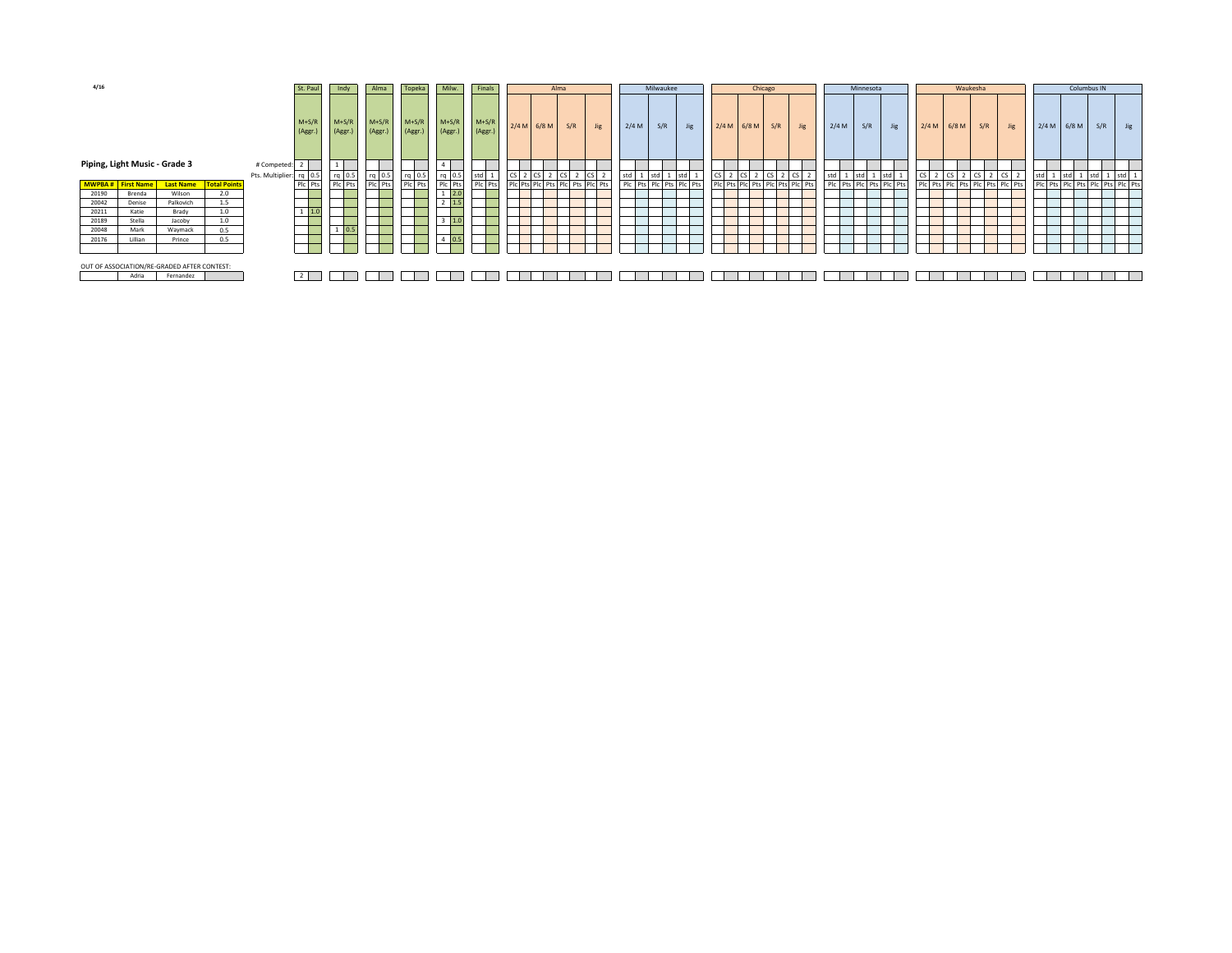4/16

## Piping, Light Music - Grade 3

All events are M+S/R (Aggr.). Each event cell is shown as Plc / Pts.

| MWPBA # | First Name | Last Name | Total Points | St. Paul Plc | St. Paul Pts | Indy Plc | Indy Pts | Alma Plc | Alma Pts | Topeka Plc | Topeka Pts | Milw. Plc | Milw. Pts | Finals Plc | Finals Pts |
|---|---|---|---|---|---|---|---|---|---|---|---|---|---|---|---|
| # Competed: | | | | 2 | | 1 | | | | | | 4 | | | |
| Pts. Multiplier: | | | | rq | 0.5 | rq | 0.5 | rq | 0.5 | rq | 0.5 | rq | 0.5 | std | 1 |
| 20190 | Brenda | Wilson | 2.0 | | | | | | | | | 1 | 2.0 | | |
| 20042 | Denise | Palkovich | 1.5 | | | | | | | | | 2 | 1.5 | | |
| 20211 | Katie | Brady | 1.0 | 1 | 1.0 | | | | | | | | | | |
| 20189 | Stella | Jacoby | 1.0 | | | | | | | | | 3 | 1.0 | | |
| 20048 | Mark | Waymack | 0.5 | | | 1 | 0.5 | | | | | | | | |
| 20176 | Lillian | Prince | 0.5 | | | | | | | | | 4 | 0.5 | | |
| | | | | | | | | | | | | | | | |

| Contest | Event | Pts. Multiplier |
|---|---|---|
| Alma | 2/4 M | CS 2 |
| | 6/8 M | CS 2 |
| | S/R | CS 2 |
| | Jig | CS 2 |
| Milwaukee | 2/4 M | std 1 |
| | S/R | std 1 |
| | Jig | std 1 |
| Chicago | 2/4 M | CS 2 |
| | 6/8 M | CS 2 |
| | S/R | CS 2 |
| | Jig | CS 2 |
| Minnesota | 2/4 M | std 1 |
| | S/R | std 1 |
| | Jig | std 1 |
| Waukesha | 2/4 M | CS 2 |
| | 6/8 M | CS 2 |
| | S/R | CS 2 |
| | Jig | CS 2 |
| Columbus IN | 2/4 M | std 1 |
| | 6/8 M | std 1 |
| | S/R | std 1 |
| | Jig | std 1 |

OUT OF ASSOCIATION/RE-GRADED AFTER CONTEST:

| MWPBA # | First Name | Last Name | Total Points | St. Paul Plc | St. Paul Pts |
|---|---|---|---|---|---|
| | Adria | Fernandez | | 2 | |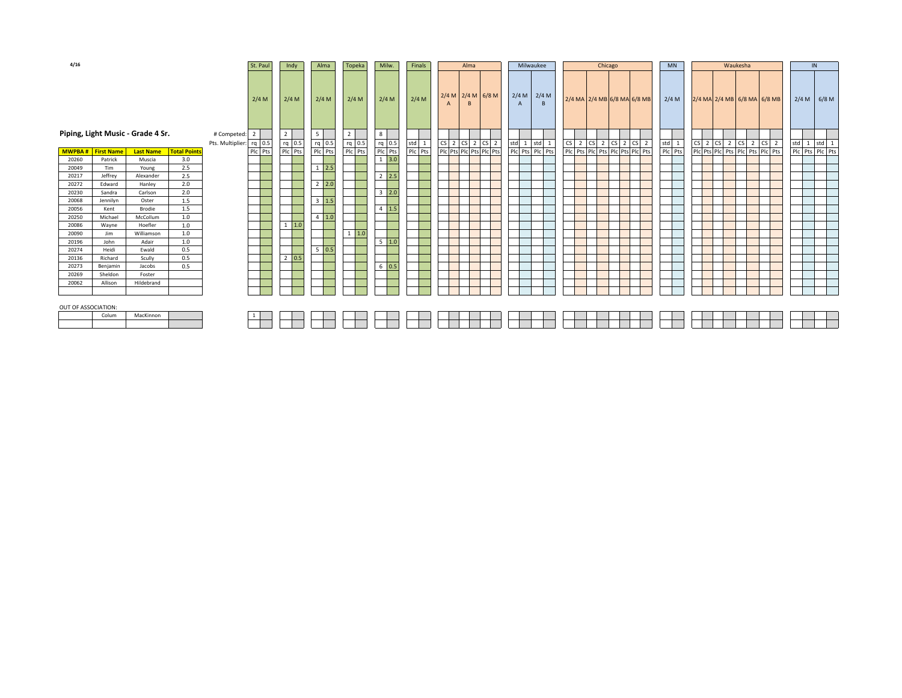4/16

## Piping, Light Music - Grade 4 Sr.

| MWPBA # | First Name | Last Name | Total Points | St. Paul 2/4 M | | Indy 2/4 M | | Alma 2/4 M | | Topeka 2/4 M | | Milw. 2/4 M | | Finals 2/4 M | | Alma 2/4 M A | | Alma 2/4 M B | | Alma 6/8 M | | Milwaukee 2/4 M A | | Milwaukee 2/4 M B | | Chicago 2/4 MA | | Chicago 2/4 MB | | Chicago 6/8 MA | | Chicago 6/8 MB | | MN 2/4 M | | Waukesha 2/4 MA | | Waukesha 2/4 MB | | Waukesha 6/8 MA | | Waukesha 6/8 MB | | IN 2/4 M | | IN 6/8 M | |
|---|---|---|---|---|---|---|---|---|---|---|---|---|---|---|---|---|---|---|---|---|---|---|---|---|---|---|---|---|---|---|---|---|---|---|---|---|---|---|---|---|---|---|---|---|---|---|---|
| | | | # Competed: | 2 | | 2 | | 5 | | 2 | | 8 | | | | | | | | | | | | | | | | | | | | | | | | | | | | | | | | | | | |
| | | | Pts. Multiplier: | rq | 0.5 | rq | 0.5 | rq | 0.5 | rq | 0.5 | rq | 0.5 | std | 1 | CS | 2 | CS | 2 | CS | 2 | std | 1 | std | 1 | CS | 2 | CS | 2 | CS | 2 | CS | 2 | std | 1 | CS | 2 | CS | 2 | CS | 2 | CS | 2 | std | 1 | std | 1 |
| MWPBA # | First Name | Last Name | Total Points | Plc | Pts | Plc | Pts | Plc | Pts | Plc | Pts | Plc | Pts | Plc | Pts | Plc | Pts | Plc | Pts | Plc | Pts | Plc | Pts | Plc | Pts | Plc | Pts | Plc | Pts | Plc | Pts | Plc | Pts | Plc | Pts | Plc | Pts | Plc | Pts | Plc | Pts | Plc | Pts | Plc | Pts | Plc | Pts |
| 20260 | Patrick | Muscia | 3.0 | | | | | | | | | 1 | 3.0 | | | | | | | | | | | | | | | | | | | | | | | | | | | | | | | | | | |
| 20049 | Tim | Young | 2.5 | | | | | 1 | 2.5 | | | | | | | | | | | | | | | | | | | | | | | | | | | | | | | | | | | | | | |
| 20217 | Jeffrey | Alexander | 2.5 | | | | | | | | | 2 | 2.5 | | | | | | | | | | | | | | | | | | | | | | | | | | | | | | | | | | |
| 20272 | Edward | Hanley | 2.0 | | | | | 2 | 2.0 | | | | | | | | | | | | | | | | | | | | | | | | | | | | | | | | | | | | | | |
| 20230 | Sandra | Carlson | 2.0 | | | | | | | | | 3 | 2.0 | | | | | | | | | | | | | | | | | | | | | | | | | | | | | | | | | | |
| 20068 | Jennilyn | Oster | 1.5 | | | | | 3 | 1.5 | | | | | | | | | | | | | | | | | | | | | | | | | | | | | | | | | | | | | | |
| 20056 | Kent | Brodie | 1.5 | | | | | | | | | 4 | 1.5 | | | | | | | | | | | | | | | | | | | | | | | | | | | | | | | | | | |
| 20250 | Michael | McCollum | 1.0 | | | | | 4 | 1.0 | | | | | | | | | | | | | | | | | | | | | | | | | | | | | | | | | | | | | | |
| 20086 | Wayne | Hoefler | 1.0 | | | 1 | 1.0 | | | | | | | | | | | | | | | | | | | | | | | | | | | | | | | | | | | | | | | | |
| 20090 | Jim | Williamson | 1.0 | | | | | | | 1 | 1.0 | | | | | | | | | | | | | | | | | | | | | | | | | | | | | | | | | | | | |
| 20196 | John | Adair | 1.0 | | | | | | | | | 5 | 1.0 | | | | | | | | | | | | | | | | | | | | | | | | | | | | | | | | | | |
| 20274 | Heidi | Ewald | 0.5 | | | | | 5 | 0.5 | | | | | | | | | | | | | | | | | | | | | | | | | | | | | | | | | | | | | | |
| 20136 | Richard | Scully | 0.5 | | | 2 | 0.5 | | | | | | | | | | | | | | | | | | | | | | | | | | | | | | | | | | | | | | | | |
| 20273 | Benjamin | Jacobs | 0.5 | | | | | | | | | 6 | 0.5 | | | | | | | | | | | | | | | | | | | | | | | | | | | | | | | | | | |
| 20269 | Sheldon | Foster | | | | | | | | | | | | | | | | | | | | | | | | | | | | | | | | | | | | | | | | | | | | | |
| 20062 | Allison | Hildebrand | | | | | | | | | | | | | | | | | | | | | | | | | | | | | | | | | | | | | | | | | | | | | |

OUT OF ASSOCIATION:

| MWPBA # | First Name | Last Name | Total Points | St. Paul Plc | St. Paul Pts |
|---|---|---|---|---|---|
| | Colum | MacKinnon | | 1 | |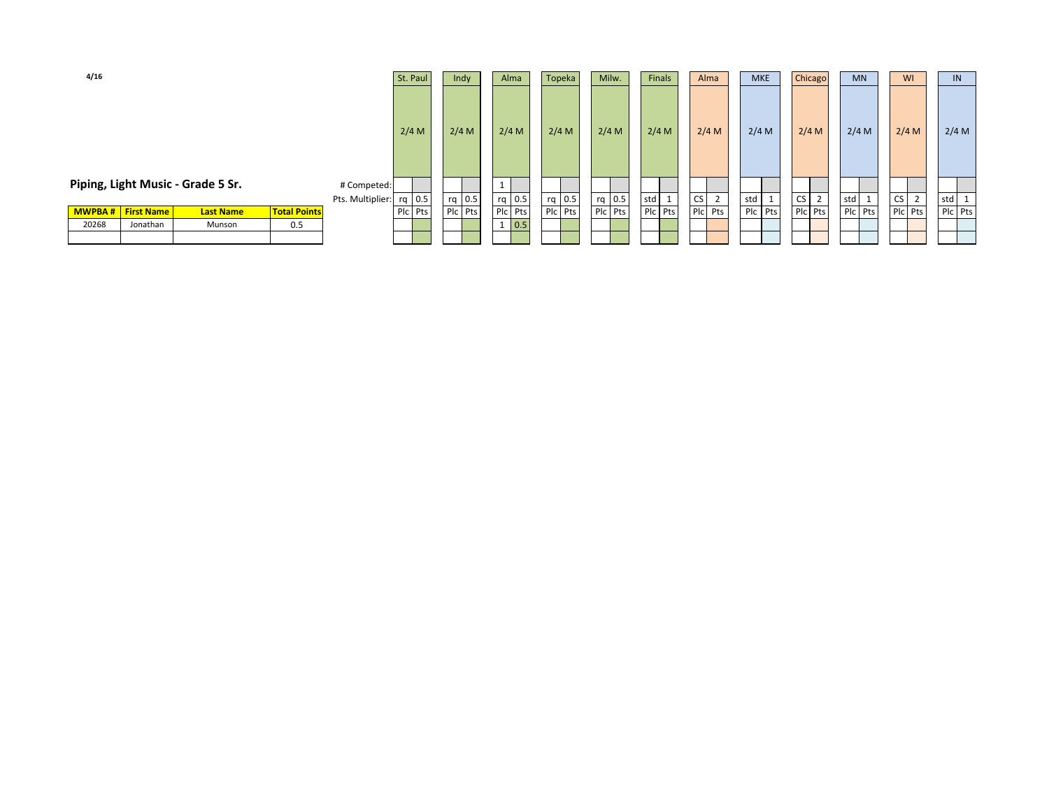4/16

## Piping, Light Music - Grade 5 Sr.

| MWPBA # | First Name | Last Name | Total Points | | St. Paul | | Indy | | Alma | | Topeka | | Milw. | | Finals | | Alma | | MKE | | Chicago | | MN | | WI | | IN | |
|---|---|---|---|---|---|---|---|---|---|---|---|---|---|---|---|---|---|---|---|---|---|---|---|---|---|---|---|---|
| | | | | | 2/4 M | | 2/4 M | | 2/4 M | | 2/4 M | | 2/4 M | | 2/4 M | | 2/4 M | | 2/4 M | | 2/4 M | | 2/4 M | | 2/4 M | | 2/4 M | |
| | | | | # Competed: | | | | | 1 | | | | | | | | | | | | | | | | | | | |
| | | | | Pts. Multiplier: | rq | 0.5 | rq | 0.5 | rq | 0.5 | rq | 0.5 | rq | 0.5 | std | 1 | CS | 2 | std | 1 | CS | 2 | std | 1 | CS | 2 | std | 1 |
| | | | | | Plc | Pts | Plc | Pts | Plc | Pts | Plc | Pts | Plc | Pts | Plc | Pts | Plc | Pts | Plc | Pts | Plc | Pts | Plc | Pts | Plc | Pts | Plc | Pts |
| 20268 | Jonathan | Munson | 0.5 | | | | | | 1 | 0.5 | | | | | | | | | | | | | | | | | | |
| | | | | | | | | | | | | | | | | | | | | | | | | | | | | |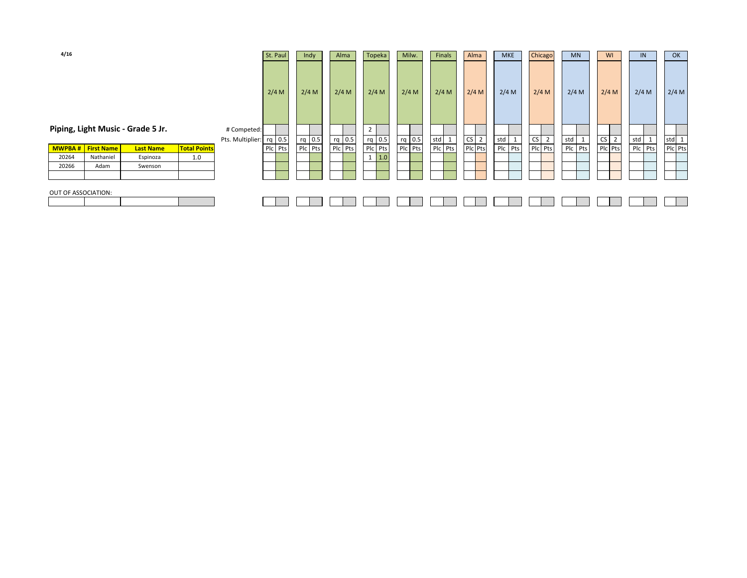4/16

## Piping, Light Music - Grade 5 Jr.

| | | | | | St. Paul | | Indy | | Alma | | Topeka | | Milw. | | Finals | | Alma | | MKE | | Chicago | | MN | | WI | | IN | | OK | |
|---|---|---|---|---|---|---|---|---|---|---|---|---|---|---|---|---|---|---|---|---|---|---|---|---|---|---|---|---|---|---|
| | | | | | 2/4 M | | 2/4 M | | 2/4 M | | 2/4 M | | 2/4 M | | 2/4 M | | 2/4 M | | 2/4 M | | 2/4 M | | 2/4 M | | 2/4 M | | 2/4 M | | 2/4 M | |
| | | | | # Competed: | | | | | | | 2 | | | | | | | | | | | | | | | | | | | |
| | | | | Pts. Multiplier: | rq | 0.5 | rq | 0.5 | rq | 0.5 | rq | 0.5 | rq | 0.5 | std | 1 | CS | 2 | std | 1 | CS | 2 | std | 1 | CS | 2 | std | 1 | std | 1 |
| **MWPBA #** | **First Name** | **Last Name** | **Total Points** | | Plc | Pts | Plc | Pts | Plc | Pts | Plc | Pts | Plc | Pts | Plc | Pts | Plc | Pts | Plc | Pts | Plc | Pts | Plc | Pts | Plc | Pts | Plc | Pts | Plc | Pts |
| 20264 | Nathaniel | Espinoza | 1.0 | | | | | | | | 1 | 1.0 | | | | | | | | | | | | | | | | | | |
| 20266 | Adam | Swenson | | | | | | | | | | | | | | | | | | | | | | | | | | | | |
| | | | | | | | | | | | | | | | | | | | | | | | | | | | | | | |

OUT OF ASSOCIATION:

| | | | | | | | | | | | | | | | | | | | | | | | | | | | | | | |
|---|---|---|---|---|---|---|---|---|---|---|---|---|---|---|---|---|---|---|---|---|---|---|---|---|---|---|---|---|---|---|
| | | | | | | | | | | | | | | | | | | | | | | | | | | | | | | |